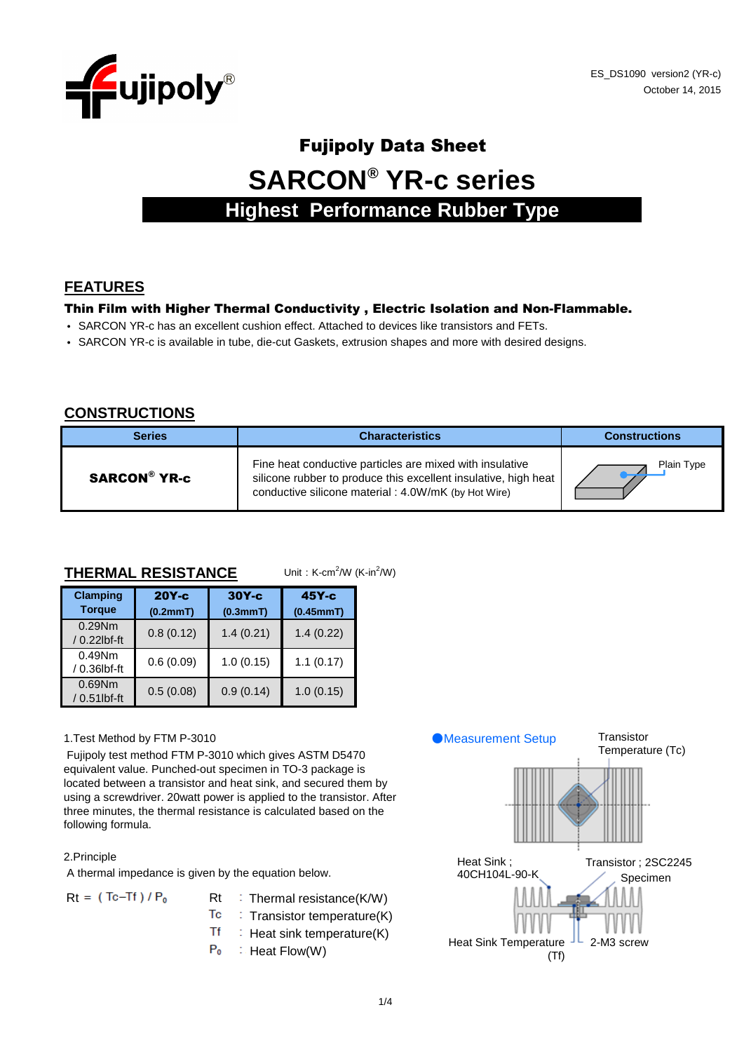ES_DS1090 version2 (YR-c)
October 14, 2015

# Fujipoly Data Sheet

# SARCON® YR-c series

## Highest Performance Rubber Type

## FEATURES

**Thin Film with Higher Thermal Conductivity , Electric Isolation and Non-Flammable.**

- SARCON YR-c has an excellent cushion effect. Attached to devices like transistors and FETs.
- SARCON YR-c is available in tube, die-cut Gaskets, extrusion shapes and more with desired designs.

## CONSTRUCTIONS

| Series | Characteristics | Constructions |
|---|---|---|
| **SARCON® YR-c** | Fine heat conductive particles are mixed with insulative silicone rubber to produce this excellent insulative, high heat conductive silicone material : 4.0W/mK (by Hot Wire) | Plain Type |

## THERMAL RESISTANCE

Unit : K-cm²/W (K-in²/W)

| Clamping Torque | 20Y-c (0.2mmT) | 30Y-c (0.3mmT) | 45Y-c (0.45mmT) |
|---|---|---|---|
| 0.29Nm / 0.22lbf-ft | 0.8 (0.12) | 1.4 (0.21) | 1.4 (0.22) |
| 0.49Nm / 0.36lbf-ft | 0.6 (0.09) | 1.0 (0.15) | 1.1 (0.17) |
| 0.69Nm / 0.51lbf-ft | 0.5 (0.08) | 0.9 (0.14) | 1.0 (0.15) |

1.Test Method by FTM P-3010

Fujipoly test method FTM P-3010 which gives ASTM D5470 equivalent value. Punched-out specimen in TO-3 package is located between a transistor and heat sink, and secured them by using a screwdriver. 20watt power is applied to the transistor. After three minutes, the thermal resistance is calculated based on the following formula.

2.Principle

A thermal impedance is given by the equation below.

$$Rt = (Tc - Tf) / P_0$$

- Rt : Thermal resistance(K/W)
- Tc : Transistor temperature(K)
- Tf : Heat sink temperature(K)
- $P_0$ : Heat Flow(W)

●Measurement Setup

Transistor Temperature (Tc)

Heat Sink ; 40CH104L-90-K

Transistor ; 2SC2245

Specimen

Heat Sink Temperature (Tf)

2-M3 screw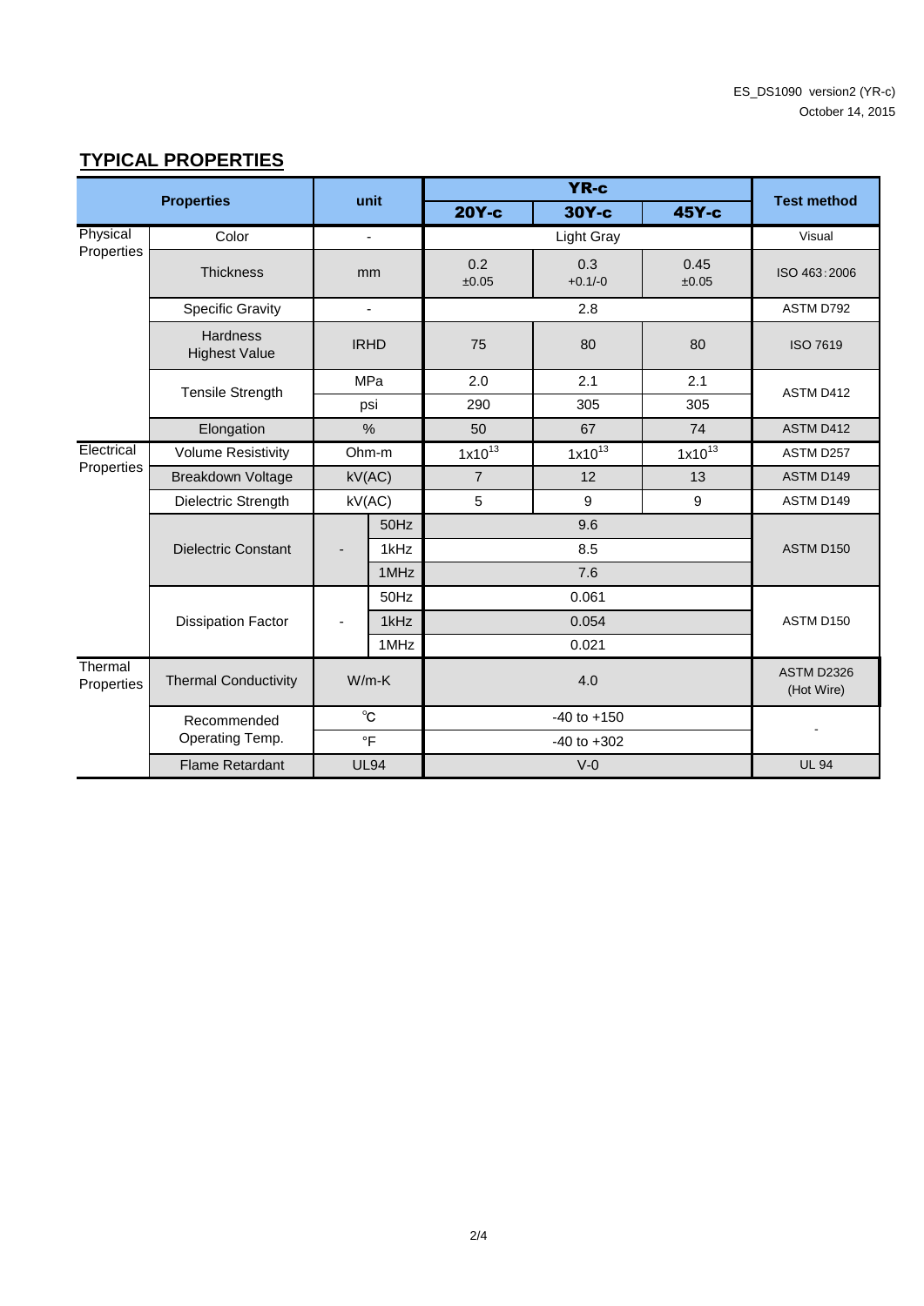## TYPICAL PROPERTIES

| Properties | | unit | | YR-c 20Y-c | YR-c 30Y-c | YR-c 45Y-c | Test method |
|---|---|---|---|---|---|---|---|
| Physical Properties | Color | - | | Light Gray | | | Visual |
| | Thickness | mm | | 0.2 ±0.05 | 0.3 +0.1/-0 | 0.45 ±0.05 | ISO 463:2006 |
| | Specific Gravity | - | | 2.8 | | | ASTM D792 |
| | Hardness Highest Value | IRHD | | 75 | 80 | 80 | ISO 7619 |
| | Tensile Strength | MPa | | 2.0 | 2.1 | 2.1 | ASTM D412 |
| | | psi | | 290 | 305 | 305 | |
| | Elongation | % | | 50 | 67 | 74 | ASTM D412 |
| Electrical Properties | Volume Resistivity | Ohm-m | | $1x10^{13}$ | $1x10^{13}$ | $1x10^{13}$ | ASTM D257 |
| | Breakdown Voltage | kV(AC) | | 7 | 12 | 13 | ASTM D149 |
| | Dielectric Strength | kV(AC) | | 5 | 9 | 9 | ASTM D149 |
| | Dielectric Constant | - | 50Hz | 9.6 | | | ASTM D150 |
| | | | 1kHz | 8.5 | | | |
| | | | 1MHz | 7.6 | | | |
| | Dissipation Factor | - | 50Hz | 0.061 | | | ASTM D150 |
| | | | 1kHz | 0.054 | | | |
| | | | 1MHz | 0.021 | | | |
| Thermal Properties | Thermal Conductivity | W/m-K | | 4.0 | | | ASTM D2326 (Hot Wire) |
| | Recommended Operating Temp. | ℃ | | -40 to +150 | | | - |
| | | °F | | -40 to +302 | | | |
| | Flame Retardant | UL94 | | V-0 | | | UL 94 |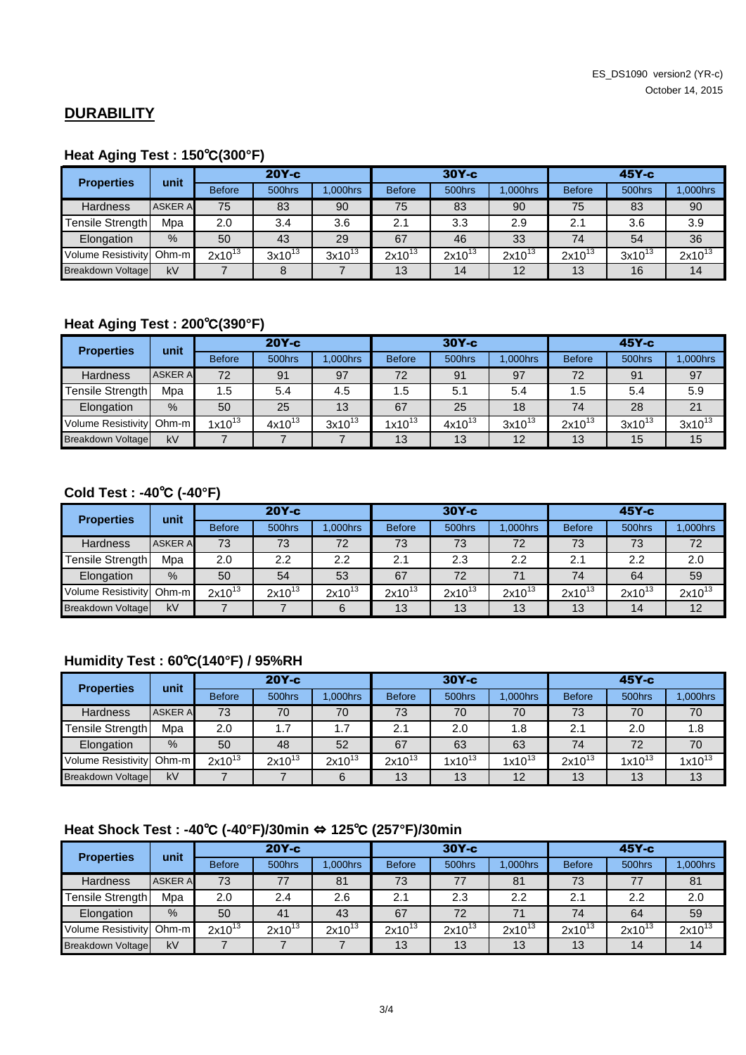## DURABILITY

### Heat Aging Test : 150℃(300°F)

| Properties | unit | 20Y-c | | | 30Y-c | | | 45Y-c | | |
|---|---|---|---|---|---|---|---|---|---|---|
| | | Before | 500hrs | 1,000hrs | Before | 500hrs | 1,000hrs | Before | 500hrs | 1,000hrs |
| Hardness | ASKER A | 75 | 83 | 90 | 75 | 83 | 90 | 75 | 83 | 90 |
| Tensile Strength | Mpa | 2.0 | 3.4 | 3.6 | 2.1 | 3.3 | 2.9 | 2.1 | 3.6 | 3.9 |
| Elongation | % | 50 | 43 | 29 | 67 | 46 | 33 | 74 | 54 | 36 |
| Volume Resistivity | Ohm-m | $2x10^{13}$ | $3x10^{13}$ | $3x10^{13}$ | $2x10^{13}$ | $2x10^{13}$ | $2x10^{13}$ | $2x10^{13}$ | $3x10^{13}$ | $2x10^{13}$ |
| Breakdown Voltage | kV | 7 | 8 | 7 | 13 | 14 | 12 | 13 | 16 | 14 |

### Heat Aging Test : 200℃(390°F)

| Properties | unit | 20Y-c | | | 30Y-c | | | 45Y-c | | |
|---|---|---|---|---|---|---|---|---|---|---|
| | | Before | 500hrs | 1,000hrs | Before | 500hrs | 1,000hrs | Before | 500hrs | 1,000hrs |
| Hardness | ASKER A | 72 | 91 | 97 | 72 | 91 | 97 | 72 | 91 | 97 |
| Tensile Strength | Mpa | 1.5 | 5.4 | 4.5 | 1.5 | 5.1 | 5.4 | 1.5 | 5.4 | 5.9 |
| Elongation | % | 50 | 25 | 13 | 67 | 25 | 18 | 74 | 28 | 21 |
| Volume Resistivity | Ohm-m | $1x10^{13}$ | $4x10^{13}$ | $3x10^{13}$ | $1x10^{13}$ | $4x10^{13}$ | $3x10^{13}$ | $2x10^{13}$ | $3x10^{13}$ | $3x10^{13}$ |
| Breakdown Voltage | kV | 7 | 7 | 7 | 13 | 13 | 12 | 13 | 15 | 15 |

### Cold Test : -40℃ (-40°F)

| Properties | unit | 20Y-c | | | 30Y-c | | | 45Y-c | | |
|---|---|---|---|---|---|---|---|---|---|---|
| | | Before | 500hrs | 1,000hrs | Before | 500hrs | 1,000hrs | Before | 500hrs | 1,000hrs |
| Hardness | ASKER A | 73 | 73 | 72 | 73 | 73 | 72 | 73 | 73 | 72 |
| Tensile Strength | Mpa | 2.0 | 2.2 | 2.2 | 2.1 | 2.3 | 2.2 | 2.1 | 2.2 | 2.0 |
| Elongation | % | 50 | 54 | 53 | 67 | 72 | 71 | 74 | 64 | 59 |
| Volume Resistivity | Ohm-m | $2x10^{13}$ | $2x10^{13}$ | $2x10^{13}$ | $2x10^{13}$ | $2x10^{13}$ | $2x10^{13}$ | $2x10^{13}$ | $2x10^{13}$ | $2x10^{13}$ |
| Breakdown Voltage | kV | 7 | 7 | 6 | 13 | 13 | 13 | 13 | 14 | 12 |

### Humidity Test : 60℃(140°F) / 95%RH

| Properties | unit | 20Y-c | | | 30Y-c | | | 45Y-c | | |
|---|---|---|---|---|---|---|---|---|---|---|
| | | Before | 500hrs | 1,000hrs | Before | 500hrs | 1,000hrs | Before | 500hrs | 1,000hrs |
| Hardness | ASKER A | 73 | 70 | 70 | 73 | 70 | 70 | 73 | 70 | 70 |
| Tensile Strength | Mpa | 2.0 | 1.7 | 1.7 | 2.1 | 2.0 | 1.8 | 2.1 | 2.0 | 1.8 |
| Elongation | % | 50 | 48 | 52 | 67 | 63 | 63 | 74 | 72 | 70 |
| Volume Resistivity | Ohm-m | $2x10^{13}$ | $2x10^{13}$ | $2x10^{13}$ | $2x10^{13}$ | $1x10^{13}$ | $1x10^{13}$ | $2x10^{13}$ | $1x10^{13}$ | $1x10^{13}$ |
| Breakdown Voltage | kV | 7 | 7 | 6 | 13 | 13 | 12 | 13 | 13 | 13 |

### Heat Shock Test : -40℃ (-40°F)/30min ⇔ 125℃ (257°F)/30min

| Properties | unit | 20Y-c | | | 30Y-c | | | 45Y-c | | |
|---|---|---|---|---|---|---|---|---|---|---|
| | | Before | 500hrs | 1,000hrs | Before | 500hrs | 1,000hrs | Before | 500hrs | 1,000hrs |
| Hardness | ASKER A | 73 | 77 | 81 | 73 | 77 | 81 | 73 | 77 | 81 |
| Tensile Strength | Mpa | 2.0 | 2.4 | 2.6 | 2.1 | 2.3 | 2.2 | 2.1 | 2.2 | 2.0 |
| Elongation | % | 50 | 41 | 43 | 67 | 72 | 71 | 74 | 64 | 59 |
| Volume Resistivity | Ohm-m | $2x10^{13}$ | $2x10^{13}$ | $2x10^{13}$ | $2x10^{13}$ | $2x10^{13}$ | $2x10^{13}$ | $2x10^{13}$ | $2x10^{13}$ | $2x10^{13}$ |
| Breakdown Voltage | kV | 7 | 7 | 7 | 13 | 13 | 13 | 13 | 14 | 14 |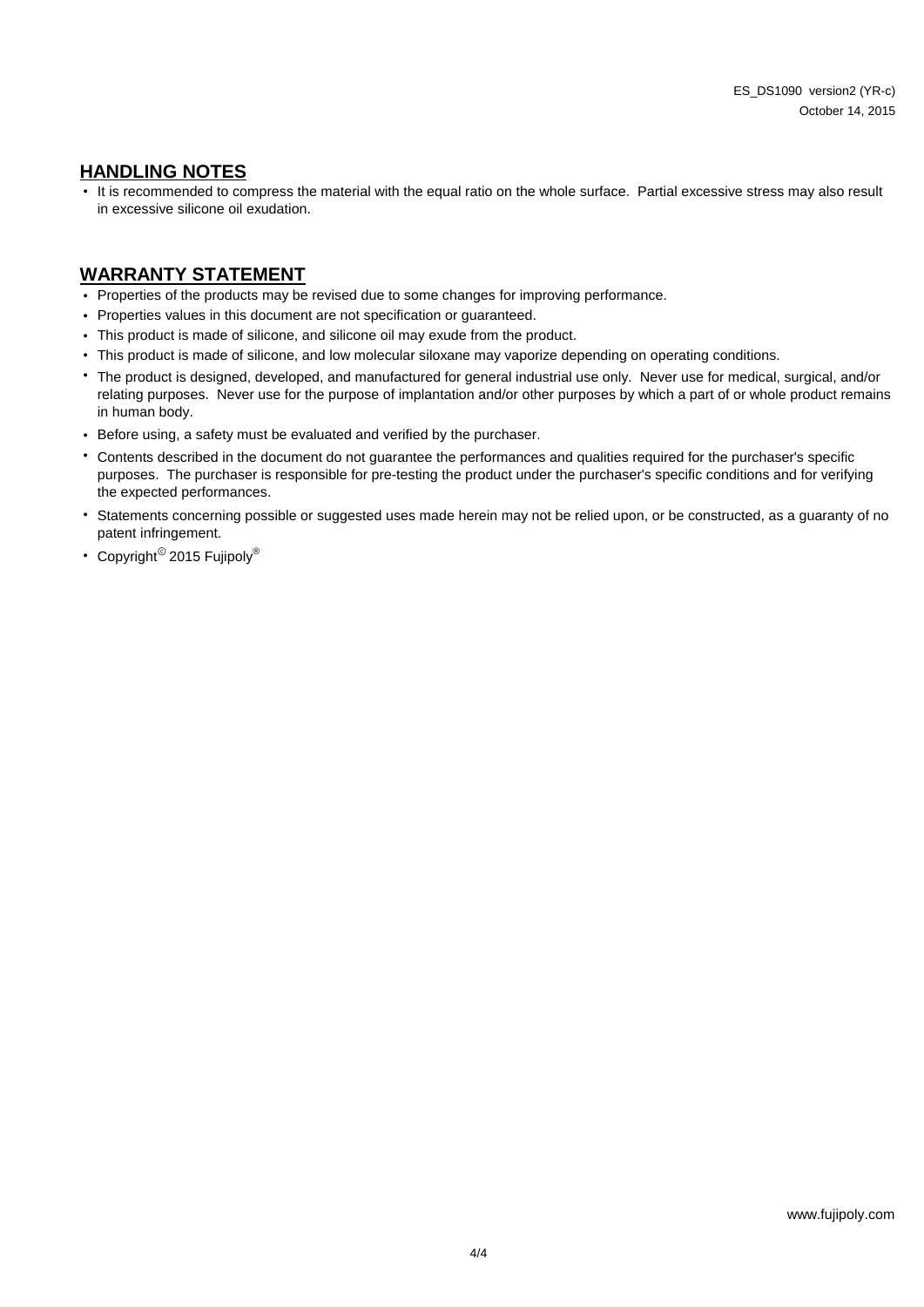## HANDLING NOTES

- It is recommended to compress the material with the equal ratio on the whole surface. Partial excessive stress may also result in excessive silicone oil exudation.

## WARRANTY STATEMENT

- Properties of the products may be revised due to some changes for improving performance.
- Properties values in this document are not specification or guaranteed.
- This product is made of silicone, and silicone oil may exude from the product.
- This product is made of silicone, and low molecular siloxane may vaporize depending on operating conditions.
- The product is designed, developed, and manufactured for general industrial use only. Never use for medical, surgical, and/or relating purposes. Never use for the purpose of implantation and/or other purposes by which a part of or whole product remains in human body.
- Before using, a safety must be evaluated and verified by the purchaser.
- Contents described in the document do not guarantee the performances and qualities required for the purchaser's specific purposes. The purchaser is responsible for pre-testing the product under the purchaser's specific conditions and for verifying the expected performances.
- Statements concerning possible or suggested uses made herein may not be relied upon, or be constructed, as a guaranty of no patent infringement.
- Copyright© 2015 Fujipoly®